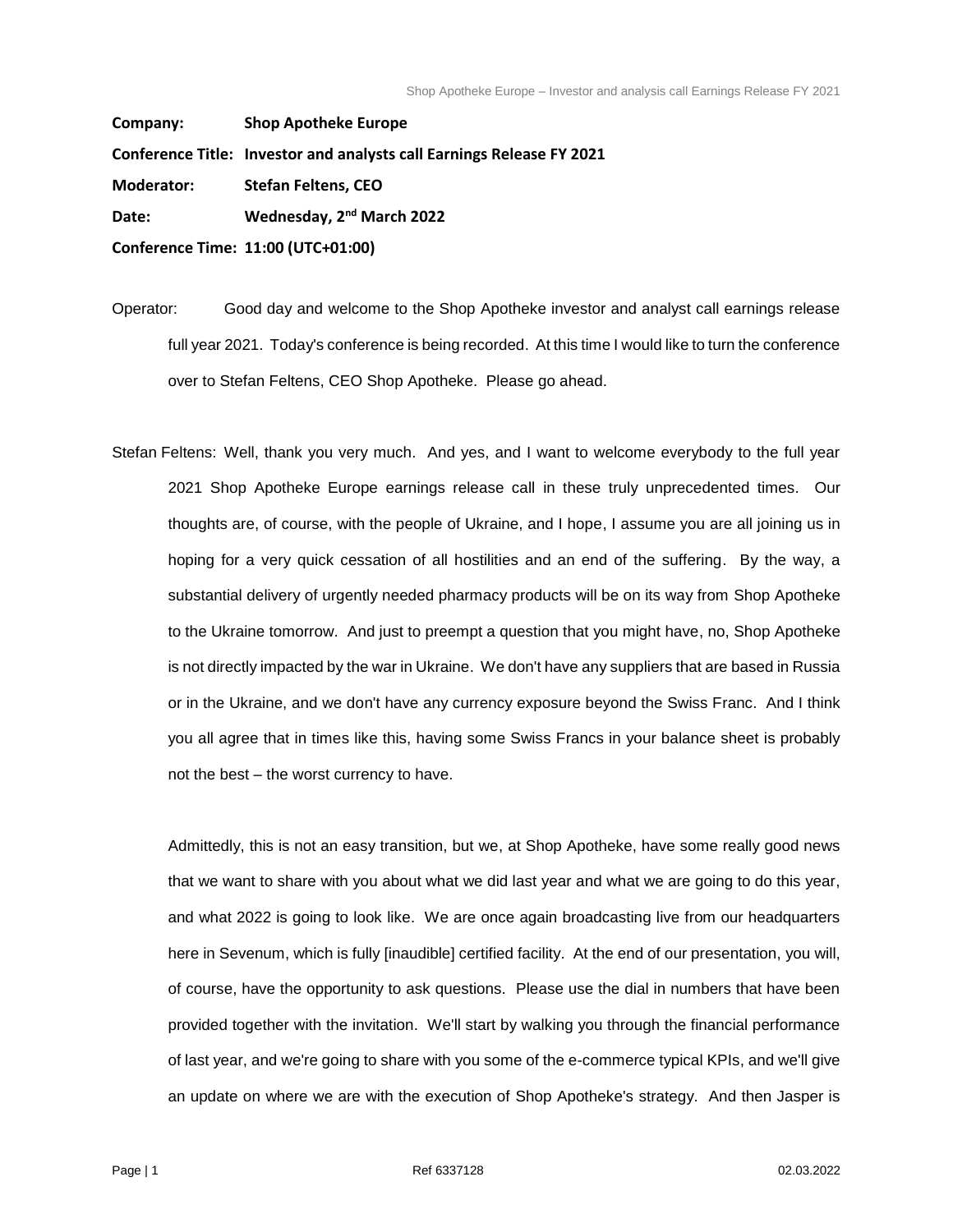**Company:** Shop Apotheke Europe

**Conference Title:** Investor and analysts call Earnings Release FY 2021

**Moderator:** Stefan Feltens, CEO

**Date:** Wednesday, 2nd March 2022

**Conference Time:** 11:00 (UTC+01:00)

Operator: Good day and welcome to the Shop Apotheke investor and analyst call earnings release full year 2021. Today's conference is being recorded. At this time I would like to turn the conference over to Stefan Feltens, CEO Shop Apotheke. Please go ahead.

Stefan Feltens: Well, thank you very much. And yes, and I want to welcome everybody to the full year 2021 Shop Apotheke Europe earnings release call in these truly unprecedented times. Our thoughts are, of course, with the people of Ukraine, and I hope, I assume you are all joining us in hoping for a very quick cessation of all hostilities and an end of the suffering. By the way, a substantial delivery of urgently needed pharmacy products will be on its way from Shop Apotheke to the Ukraine tomorrow. And just to preempt a question that you might have, no, Shop Apotheke is not directly impacted by the war in Ukraine. We don't have any suppliers that are based in Russia or in the Ukraine, and we don't have any currency exposure beyond the Swiss Franc. And I think you all agree that in times like this, having some Swiss Francs in your balance sheet is probably not the best – the worst currency to have.

Admittedly, this is not an easy transition, but we, at Shop Apotheke, have some really good news that we want to share with you about what we did last year and what we are going to do this year, and what 2022 is going to look like. We are once again broadcasting live from our headquarters here in Sevenum, which is fully [inaudible] certified facility. At the end of our presentation, you will, of course, have the opportunity to ask questions. Please use the dial in numbers that have been provided together with the invitation. We'll start by walking you through the financial performance of last year, and we're going to share with you some of the e-commerce typical KPIs, and we'll give an update on where we are with the execution of Shop Apotheke's strategy. And then Jasper is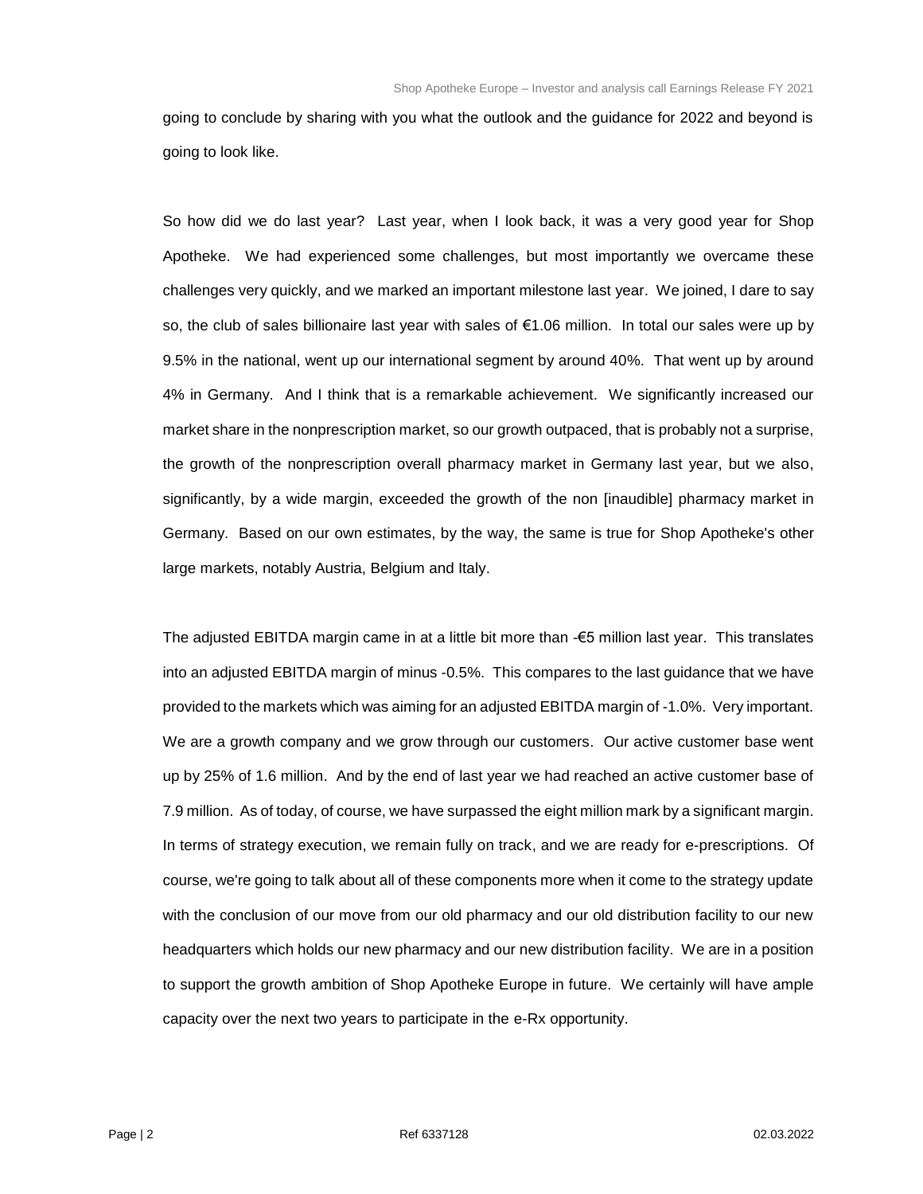going to conclude by sharing with you what the outlook and the guidance for 2022 and beyond is going to look like.

So how did we do last year? Last year, when I look back, it was a very good year for Shop Apotheke. We had experienced some challenges, but most importantly we overcame these challenges very quickly, and we marked an important milestone last year. We joined, I dare to say so, the club of sales billionaire last year with sales of €1.06 million. In total our sales were up by 9.5% in the national, went up our international segment by around 40%. That went up by around 4% in Germany. And I think that is a remarkable achievement. We significantly increased our market share in the nonprescription market, so our growth outpaced, that is probably not a surprise, the growth of the nonprescription overall pharmacy market in Germany last year, but we also, significantly, by a wide margin, exceeded the growth of the non [inaudible] pharmacy market in Germany. Based on our own estimates, by the way, the same is true for Shop Apotheke's other large markets, notably Austria, Belgium and Italy.

The adjusted EBITDA margin came in at a little bit more than -€5 million last year. This translates into an adjusted EBITDA margin of minus -0.5%. This compares to the last guidance that we have provided to the markets which was aiming for an adjusted EBITDA margin of -1.0%. Very important. We are a growth company and we grow through our customers. Our active customer base went up by 25% of 1.6 million. And by the end of last year we had reached an active customer base of 7.9 million. As of today, of course, we have surpassed the eight million mark by a significant margin. In terms of strategy execution, we remain fully on track, and we are ready for e-prescriptions. Of course, we're going to talk about all of these components more when it come to the strategy update with the conclusion of our move from our old pharmacy and our old distribution facility to our new headquarters which holds our new pharmacy and our new distribution facility. We are in a position to support the growth ambition of Shop Apotheke Europe in future. We certainly will have ample capacity over the next two years to participate in the e-Rx opportunity.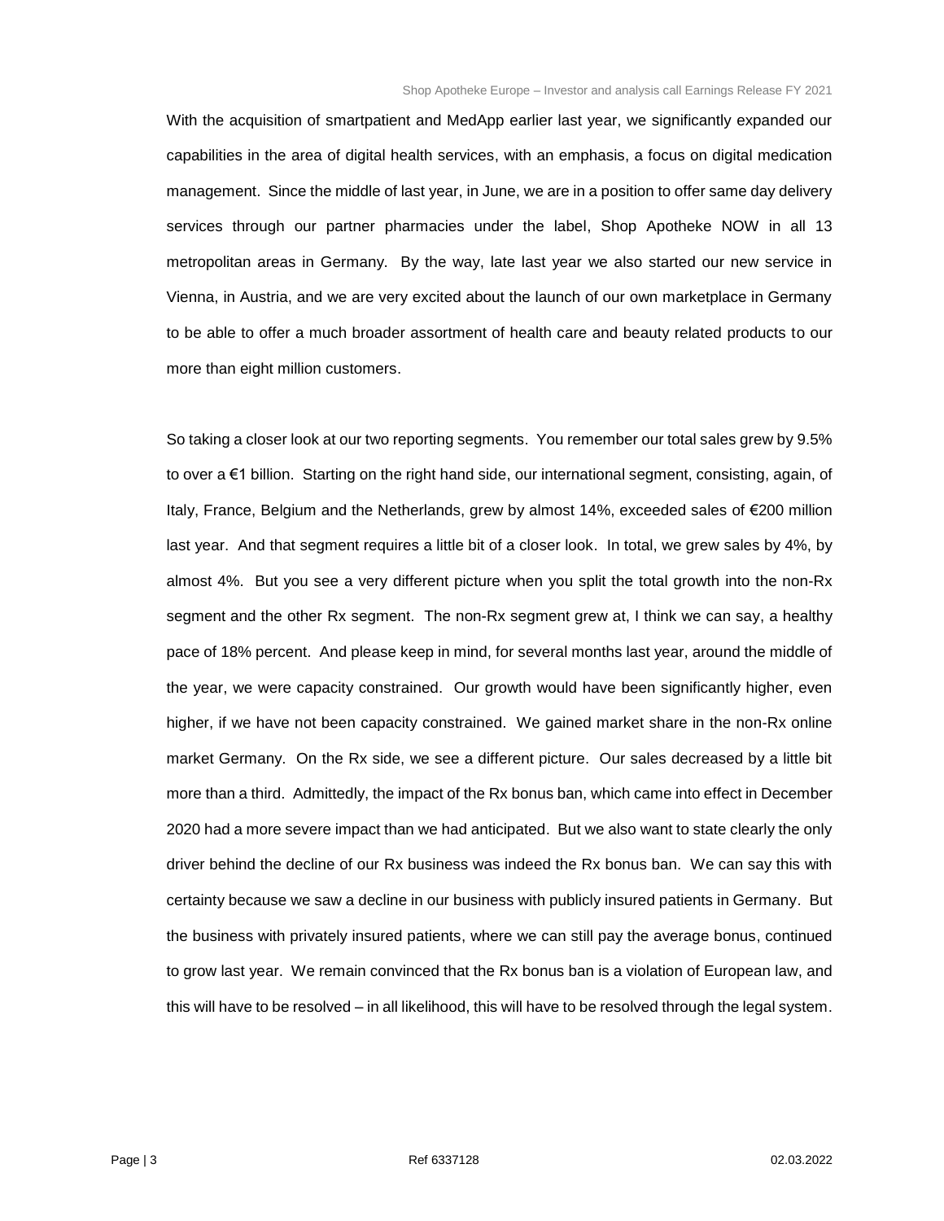With the acquisition of smartpatient and MedApp earlier last year, we significantly expanded our capabilities in the area of digital health services, with an emphasis, a focus on digital medication management. Since the middle of last year, in June, we are in a position to offer same day delivery services through our partner pharmacies under the label, Shop Apotheke NOW in all 13 metropolitan areas in Germany. By the way, late last year we also started our new service in Vienna, in Austria, and we are very excited about the launch of our own marketplace in Germany to be able to offer a much broader assortment of health care and beauty related products to our more than eight million customers.

So taking a closer look at our two reporting segments. You remember our total sales grew by 9.5% to over a €1 billion. Starting on the right hand side, our international segment, consisting, again, of Italy, France, Belgium and the Netherlands, grew by almost 14%, exceeded sales of €200 million last year. And that segment requires a little bit of a closer look. In total, we grew sales by 4%, by almost 4%. But you see a very different picture when you split the total growth into the non-Rx segment and the other Rx segment. The non-Rx segment grew at, I think we can say, a healthy pace of 18% percent. And please keep in mind, for several months last year, around the middle of the year, we were capacity constrained. Our growth would have been significantly higher, even higher, if we have not been capacity constrained. We gained market share in the non-Rx online market Germany. On the Rx side, we see a different picture. Our sales decreased by a little bit more than a third. Admittedly, the impact of the Rx bonus ban, which came into effect in December 2020 had a more severe impact than we had anticipated. But we also want to state clearly the only driver behind the decline of our Rx business was indeed the Rx bonus ban. We can say this with certainty because we saw a decline in our business with publicly insured patients in Germany. But the business with privately insured patients, where we can still pay the average bonus, continued to grow last year. We remain convinced that the Rx bonus ban is a violation of European law, and this will have to be resolved – in all likelihood, this will have to be resolved through the legal system.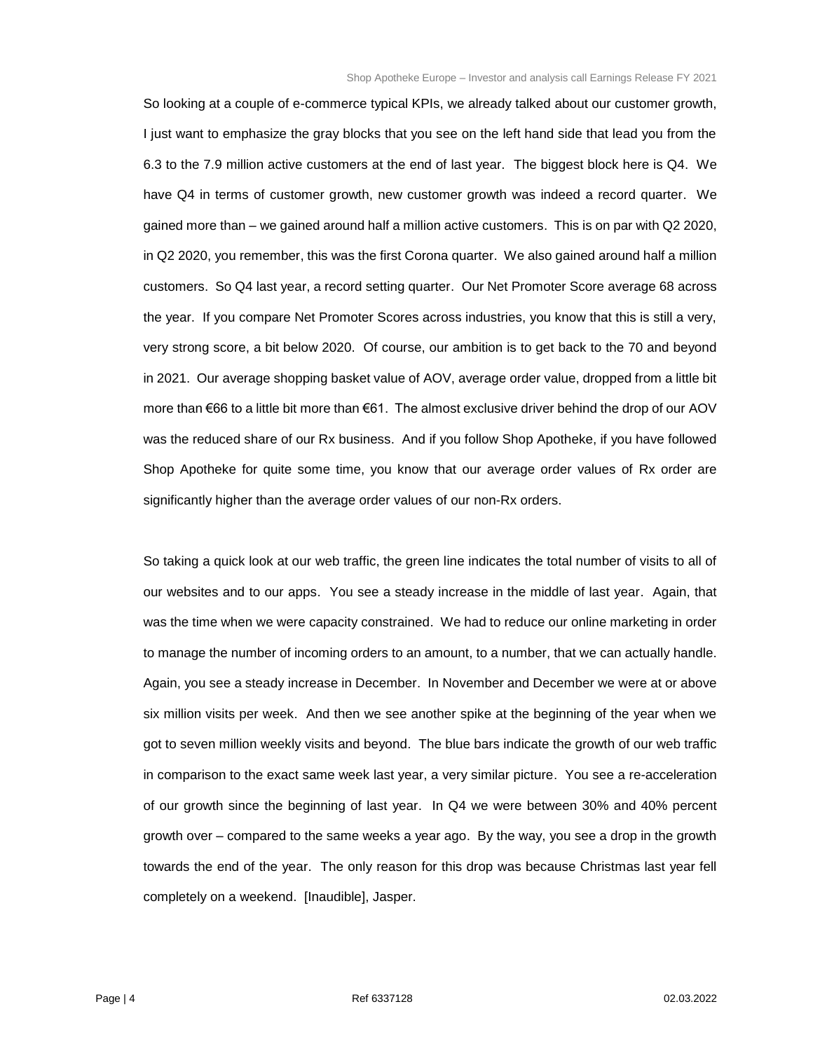So looking at a couple of e-commerce typical KPIs, we already talked about our customer growth, I just want to emphasize the gray blocks that you see on the left hand side that lead you from the 6.3 to the 7.9 million active customers at the end of last year. The biggest block here is Q4. We have Q4 in terms of customer growth, new customer growth was indeed a record quarter. We gained more than – we gained around half a million active customers. This is on par with Q2 2020, in Q2 2020, you remember, this was the first Corona quarter. We also gained around half a million customers. So Q4 last year, a record setting quarter. Our Net Promoter Score average 68 across the year. If you compare Net Promoter Scores across industries, you know that this is still a very, very strong score, a bit below 2020. Of course, our ambition is to get back to the 70 and beyond in 2021. Our average shopping basket value of AOV, average order value, dropped from a little bit more than €66 to a little bit more than €61. The almost exclusive driver behind the drop of our AOV was the reduced share of our Rx business. And if you follow Shop Apotheke, if you have followed Shop Apotheke for quite some time, you know that our average order values of Rx order are significantly higher than the average order values of our non-Rx orders.

So taking a quick look at our web traffic, the green line indicates the total number of visits to all of our websites and to our apps. You see a steady increase in the middle of last year. Again, that was the time when we were capacity constrained. We had to reduce our online marketing in order to manage the number of incoming orders to an amount, to a number, that we can actually handle. Again, you see a steady increase in December. In November and December we were at or above six million visits per week. And then we see another spike at the beginning of the year when we got to seven million weekly visits and beyond. The blue bars indicate the growth of our web traffic in comparison to the exact same week last year, a very similar picture. You see a re-acceleration of our growth since the beginning of last year. In Q4 we were between 30% and 40% percent growth over – compared to the same weeks a year ago. By the way, you see a drop in the growth towards the end of the year. The only reason for this drop was because Christmas last year fell completely on a weekend. [Inaudible], Jasper.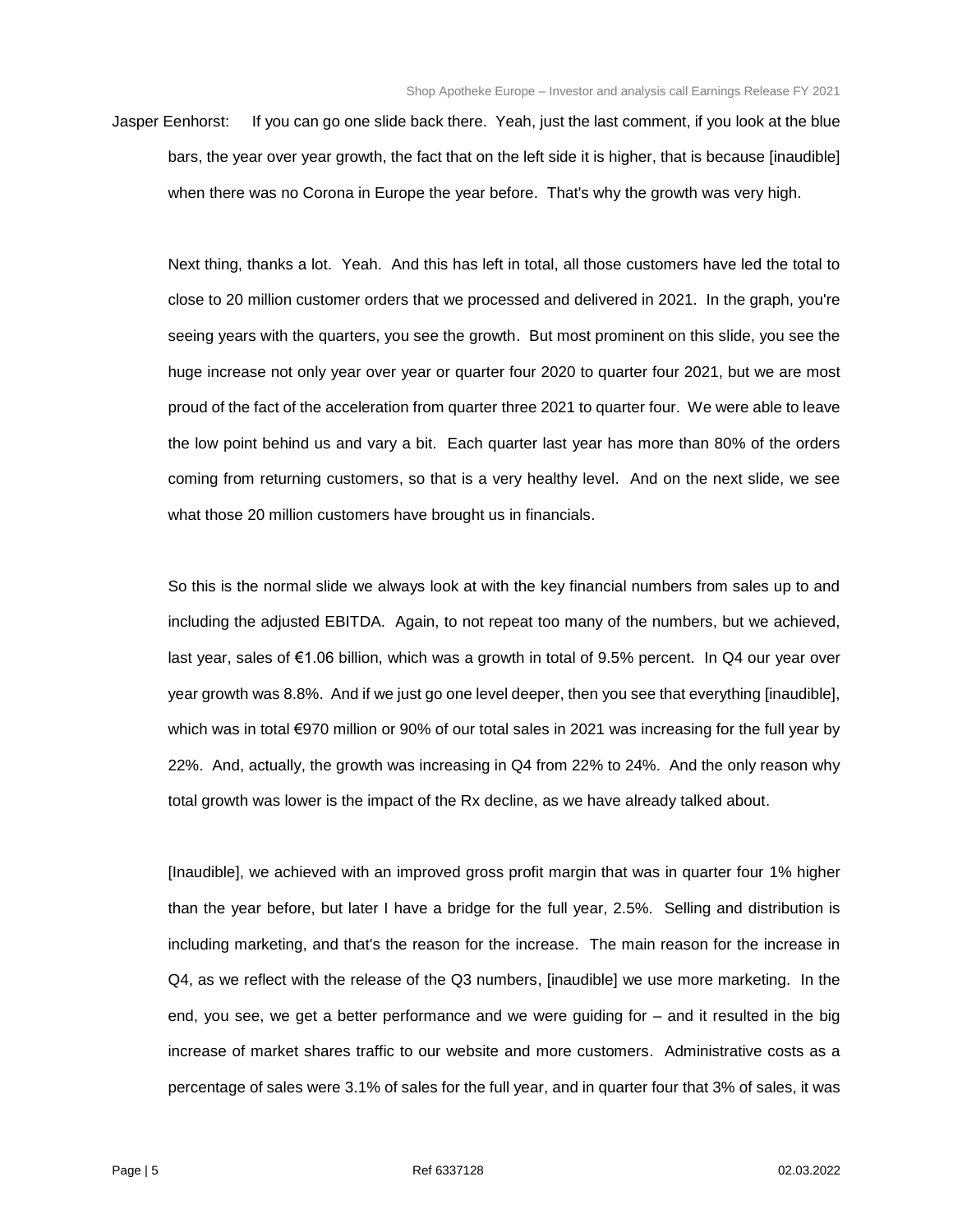Jasper Eenhorst: If you can go one slide back there. Yeah, just the last comment, if you look at the blue bars, the year over year growth, the fact that on the left side it is higher, that is because [inaudible] when there was no Corona in Europe the year before. That's why the growth was very high.

Next thing, thanks a lot. Yeah. And this has left in total, all those customers have led the total to close to 20 million customer orders that we processed and delivered in 2021. In the graph, you're seeing years with the quarters, you see the growth. But most prominent on this slide, you see the huge increase not only year over year or quarter four 2020 to quarter four 2021, but we are most proud of the fact of the acceleration from quarter three 2021 to quarter four. We were able to leave the low point behind us and vary a bit. Each quarter last year has more than 80% of the orders coming from returning customers, so that is a very healthy level. And on the next slide, we see what those 20 million customers have brought us in financials.

So this is the normal slide we always look at with the key financial numbers from sales up to and including the adjusted EBITDA. Again, to not repeat too many of the numbers, but we achieved, last year, sales of €1.06 billion, which was a growth in total of 9.5% percent. In Q4 our year over year growth was 8.8%. And if we just go one level deeper, then you see that everything [inaudible], which was in total €970 million or 90% of our total sales in 2021 was increasing for the full year by 22%. And, actually, the growth was increasing in Q4 from 22% to 24%. And the only reason why total growth was lower is the impact of the Rx decline, as we have already talked about.

[Inaudible], we achieved with an improved gross profit margin that was in quarter four 1% higher than the year before, but later I have a bridge for the full year, 2.5%. Selling and distribution is including marketing, and that's the reason for the increase. The main reason for the increase in Q4, as we reflect with the release of the Q3 numbers, [inaudible] we use more marketing. In the end, you see, we get a better performance and we were guiding for – and it resulted in the big increase of market shares traffic to our website and more customers. Administrative costs as a percentage of sales were 3.1% of sales for the full year, and in quarter four that 3% of sales, it was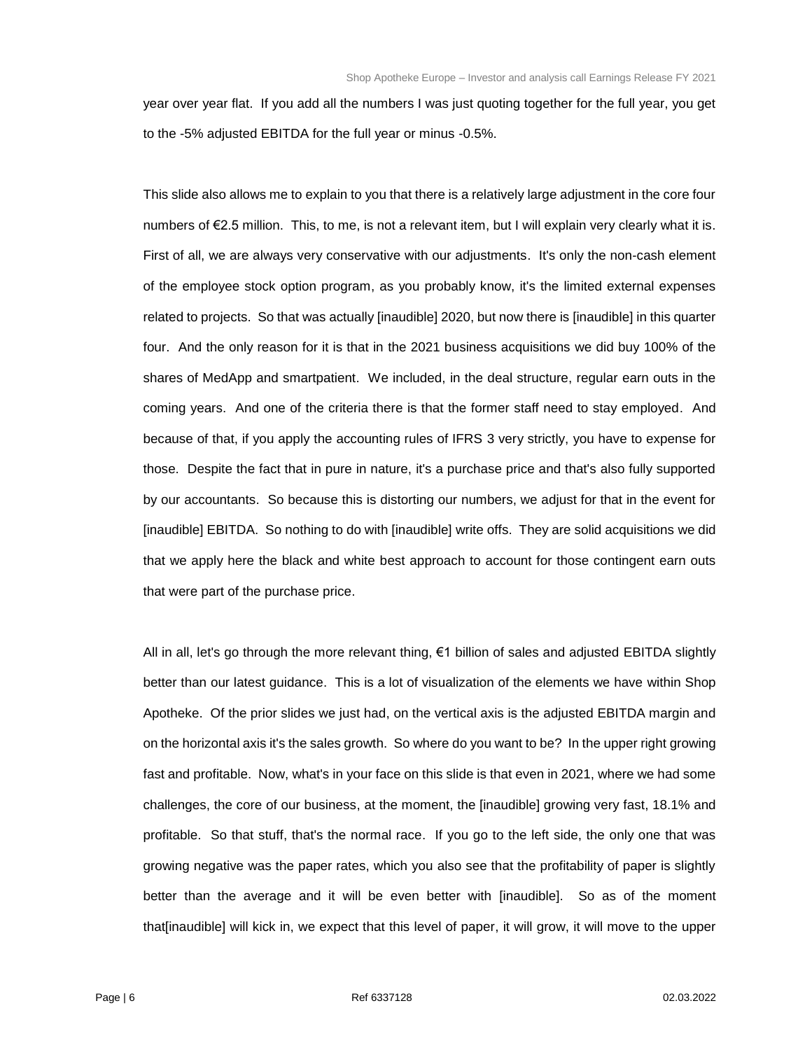year over year flat. If you add all the numbers I was just quoting together for the full year, you get to the -5% adjusted EBITDA for the full year or minus -0.5%.

This slide also allows me to explain to you that there is a relatively large adjustment in the core four numbers of €2.5 million. This, to me, is not a relevant item, but I will explain very clearly what it is. First of all, we are always very conservative with our adjustments. It's only the non-cash element of the employee stock option program, as you probably know, it's the limited external expenses related to projects. So that was actually [inaudible] 2020, but now there is [inaudible] in this quarter four. And the only reason for it is that in the 2021 business acquisitions we did buy 100% of the shares of MedApp and smartpatient. We included, in the deal structure, regular earn outs in the coming years. And one of the criteria there is that the former staff need to stay employed. And because of that, if you apply the accounting rules of IFRS 3 very strictly, you have to expense for those. Despite the fact that in pure in nature, it's a purchase price and that's also fully supported by our accountants. So because this is distorting our numbers, we adjust for that in the event for [inaudible] EBITDA. So nothing to do with [inaudible] write offs. They are solid acquisitions we did that we apply here the black and white best approach to account for those contingent earn outs that were part of the purchase price.

All in all, let's go through the more relevant thing, €1 billion of sales and adjusted EBITDA slightly better than our latest guidance. This is a lot of visualization of the elements we have within Shop Apotheke. Of the prior slides we just had, on the vertical axis is the adjusted EBITDA margin and on the horizontal axis it's the sales growth. So where do you want to be? In the upper right growing fast and profitable. Now, what's in your face on this slide is that even in 2021, where we had some challenges, the core of our business, at the moment, the [inaudible] growing very fast, 18.1% and profitable. So that stuff, that's the normal race. If you go to the left side, the only one that was growing negative was the paper rates, which you also see that the profitability of paper is slightly better than the average and it will be even better with [inaudible]. So as of the moment that[inaudible] will kick in, we expect that this level of paper, it will grow, it will move to the upper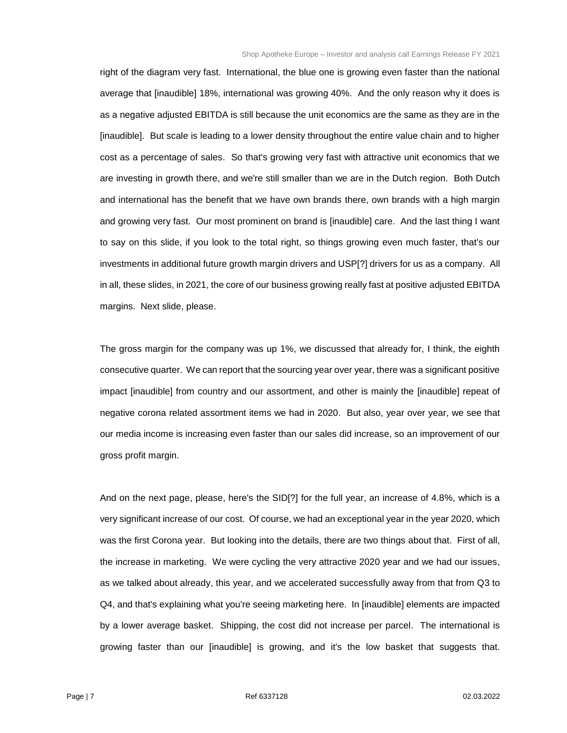right of the diagram very fast. International, the blue one is growing even faster than the national average that [inaudible] 18%, international was growing 40%. And the only reason why it does is as a negative adjusted EBITDA is still because the unit economics are the same as they are in the [inaudible]. But scale is leading to a lower density throughout the entire value chain and to higher cost as a percentage of sales. So that's growing very fast with attractive unit economics that we are investing in growth there, and we're still smaller than we are in the Dutch region. Both Dutch and international has the benefit that we have own brands there, own brands with a high margin and growing very fast. Our most prominent on brand is [inaudible] care. And the last thing I want to say on this slide, if you look to the total right, so things growing even much faster, that's our investments in additional future growth margin drivers and USP[?] drivers for us as a company. All in all, these slides, in 2021, the core of our business growing really fast at positive adjusted EBITDA margins. Next slide, please.

The gross margin for the company was up 1%, we discussed that already for, I think, the eighth consecutive quarter. We can report that the sourcing year over year, there was a significant positive impact [inaudible] from country and our assortment, and other is mainly the [inaudible] repeat of negative corona related assortment items we had in 2020. But also, year over year, we see that our media income is increasing even faster than our sales did increase, so an improvement of our gross profit margin.

And on the next page, please, here's the SID[?] for the full year, an increase of 4.8%, which is a very significant increase of our cost. Of course, we had an exceptional year in the year 2020, which was the first Corona year. But looking into the details, there are two things about that. First of all, the increase in marketing. We were cycling the very attractive 2020 year and we had our issues, as we talked about already, this year, and we accelerated successfully away from that from Q3 to Q4, and that's explaining what you're seeing marketing here. In [inaudible] elements are impacted by a lower average basket. Shipping, the cost did not increase per parcel. The international is growing faster than our [inaudible] is growing, and it's the low basket that suggests that.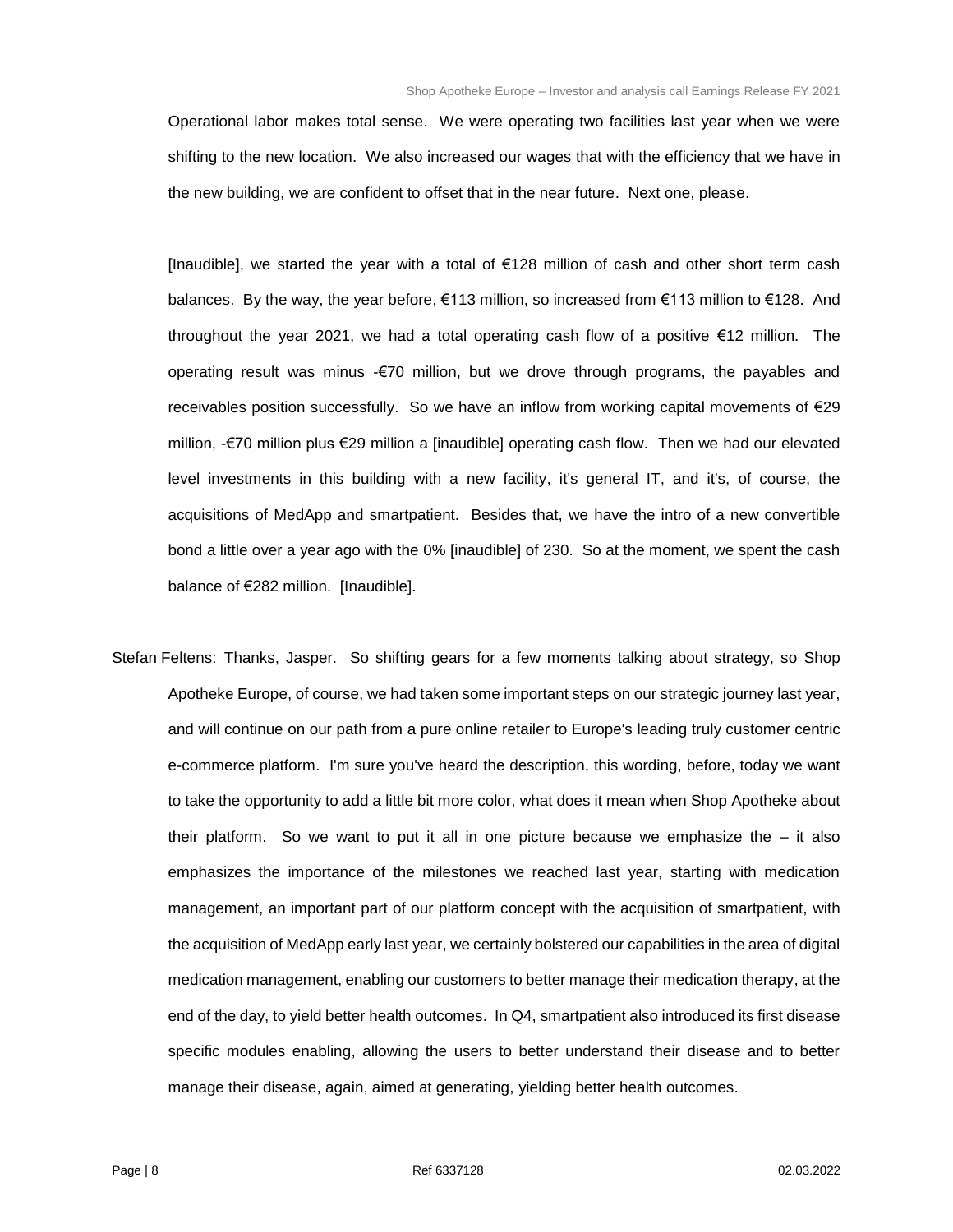Operational labor makes total sense. We were operating two facilities last year when we were shifting to the new location. We also increased our wages that with the efficiency that we have in the new building, we are confident to offset that in the near future. Next one, please.

[Inaudible], we started the year with a total of €128 million of cash and other short term cash balances. By the way, the year before, €113 million, so increased from €113 million to €128. And throughout the year 2021, we had a total operating cash flow of a positive €12 million. The operating result was minus -€70 million, but we drove through programs, the payables and receivables position successfully. So we have an inflow from working capital movements of €29 million, -€70 million plus €29 million a [inaudible] operating cash flow. Then we had our elevated level investments in this building with a new facility, it's general IT, and it's, of course, the acquisitions of MedApp and smartpatient. Besides that, we have the intro of a new convertible bond a little over a year ago with the 0% [inaudible] of 230. So at the moment, we spent the cash balance of €282 million. [Inaudible].

Stefan Feltens: Thanks, Jasper. So shifting gears for a few moments talking about strategy, so Shop Apotheke Europe, of course, we had taken some important steps on our strategic journey last year, and will continue on our path from a pure online retailer to Europe's leading truly customer centric e-commerce platform. I'm sure you've heard the description, this wording, before, today we want to take the opportunity to add a little bit more color, what does it mean when Shop Apotheke about their platform. So we want to put it all in one picture because we emphasize the – it also emphasizes the importance of the milestones we reached last year, starting with medication management, an important part of our platform concept with the acquisition of smartpatient, with the acquisition of MedApp early last year, we certainly bolstered our capabilities in the area of digital medication management, enabling our customers to better manage their medication therapy, at the end of the day, to yield better health outcomes. In Q4, smartpatient also introduced its first disease specific modules enabling, allowing the users to better understand their disease and to better manage their disease, again, aimed at generating, yielding better health outcomes.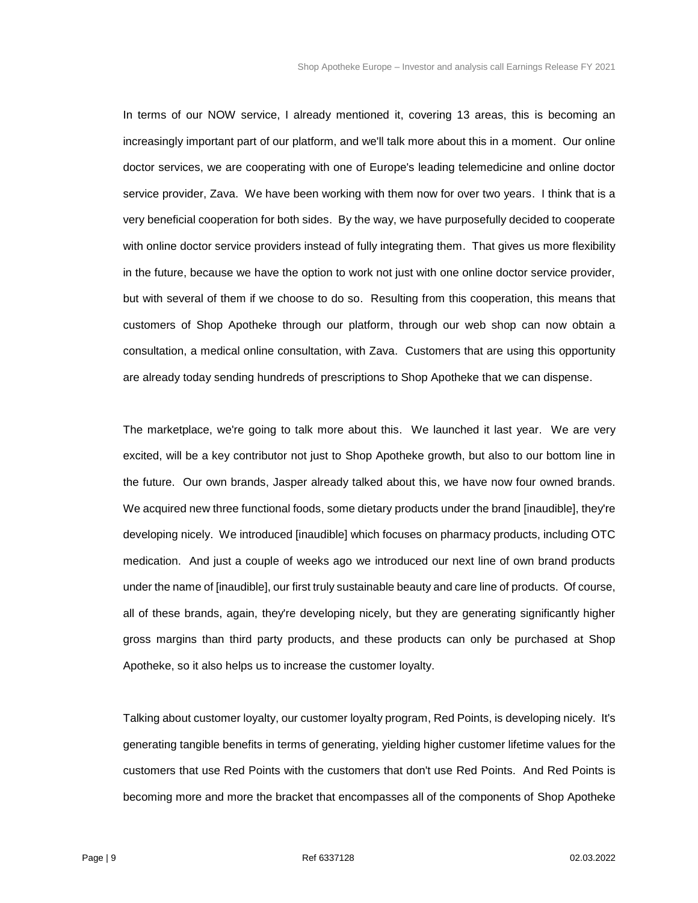In terms of our NOW service, I already mentioned it, covering 13 areas, this is becoming an increasingly important part of our platform, and we'll talk more about this in a moment. Our online doctor services, we are cooperating with one of Europe's leading telemedicine and online doctor service provider, Zava. We have been working with them now for over two years. I think that is a very beneficial cooperation for both sides. By the way, we have purposefully decided to cooperate with online doctor service providers instead of fully integrating them. That gives us more flexibility in the future, because we have the option to work not just with one online doctor service provider, but with several of them if we choose to do so. Resulting from this cooperation, this means that customers of Shop Apotheke through our platform, through our web shop can now obtain a consultation, a medical online consultation, with Zava. Customers that are using this opportunity are already today sending hundreds of prescriptions to Shop Apotheke that we can dispense.

The marketplace, we're going to talk more about this. We launched it last year. We are very excited, will be a key contributor not just to Shop Apotheke growth, but also to our bottom line in the future. Our own brands, Jasper already talked about this, we have now four owned brands. We acquired new three functional foods, some dietary products under the brand [inaudible], they're developing nicely. We introduced [inaudible] which focuses on pharmacy products, including OTC medication. And just a couple of weeks ago we introduced our next line of own brand products under the name of [inaudible], our first truly sustainable beauty and care line of products. Of course, all of these brands, again, they're developing nicely, but they are generating significantly higher gross margins than third party products, and these products can only be purchased at Shop Apotheke, so it also helps us to increase the customer loyalty.

Talking about customer loyalty, our customer loyalty program, Red Points, is developing nicely. It's generating tangible benefits in terms of generating, yielding higher customer lifetime values for the customers that use Red Points with the customers that don't use Red Points. And Red Points is becoming more and more the bracket that encompasses all of the components of Shop Apotheke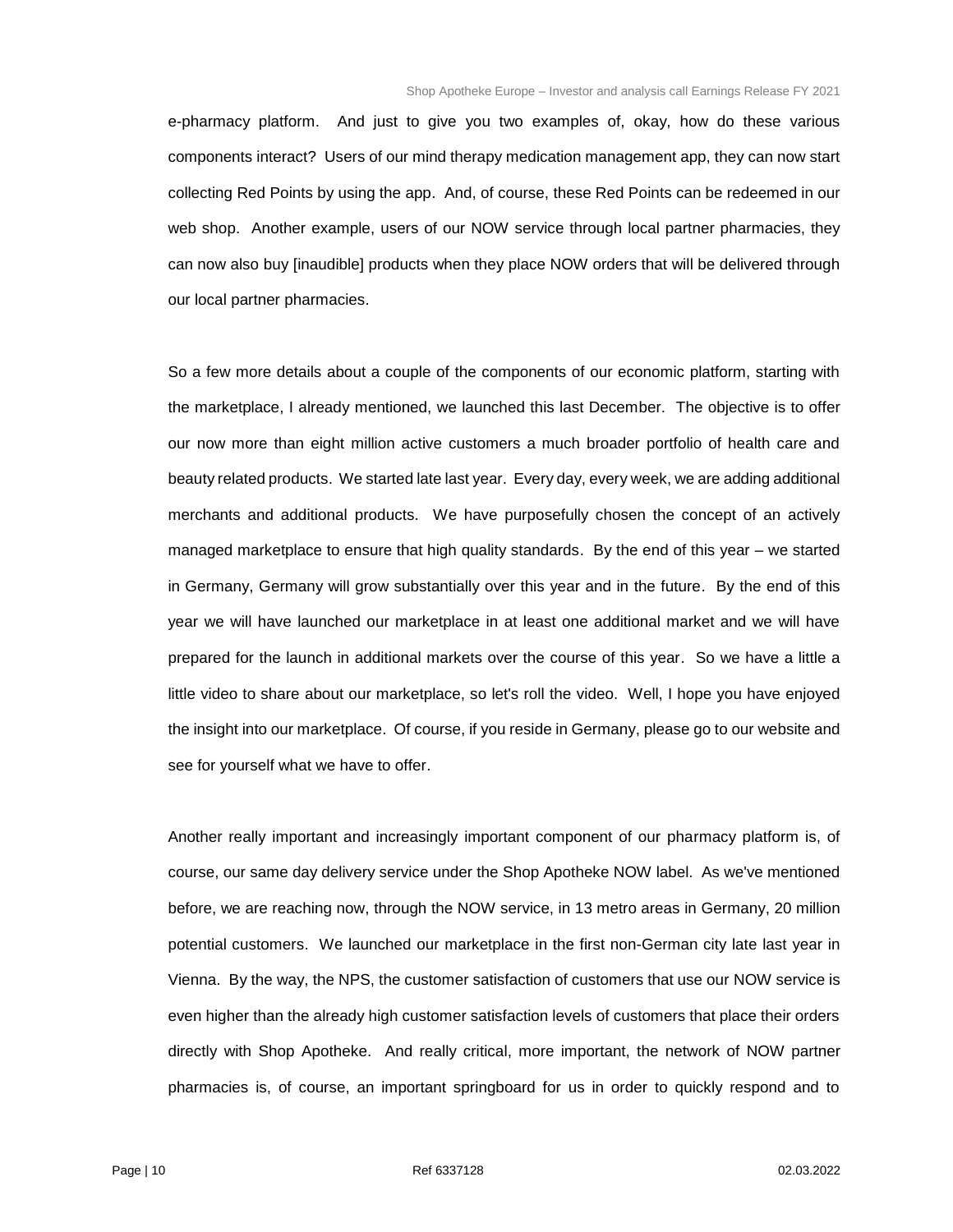e-pharmacy platform. And just to give you two examples of, okay, how do these various components interact? Users of our mind therapy medication management app, they can now start collecting Red Points by using the app. And, of course, these Red Points can be redeemed in our web shop. Another example, users of our NOW service through local partner pharmacies, they can now also buy [inaudible] products when they place NOW orders that will be delivered through our local partner pharmacies.

So a few more details about a couple of the components of our economic platform, starting with the marketplace, I already mentioned, we launched this last December. The objective is to offer our now more than eight million active customers a much broader portfolio of health care and beauty related products. We started late last year. Every day, every week, we are adding additional merchants and additional products. We have purposefully chosen the concept of an actively managed marketplace to ensure that high quality standards. By the end of this year – we started in Germany, Germany will grow substantially over this year and in the future. By the end of this year we will have launched our marketplace in at least one additional market and we will have prepared for the launch in additional markets over the course of this year. So we have a little a little video to share about our marketplace, so let's roll the video. Well, I hope you have enjoyed the insight into our marketplace. Of course, if you reside in Germany, please go to our website and see for yourself what we have to offer.

Another really important and increasingly important component of our pharmacy platform is, of course, our same day delivery service under the Shop Apotheke NOW label. As we've mentioned before, we are reaching now, through the NOW service, in 13 metro areas in Germany, 20 million potential customers. We launched our marketplace in the first non-German city late last year in Vienna. By the way, the NPS, the customer satisfaction of customers that use our NOW service is even higher than the already high customer satisfaction levels of customers that place their orders directly with Shop Apotheke. And really critical, more important, the network of NOW partner pharmacies is, of course, an important springboard for us in order to quickly respond and to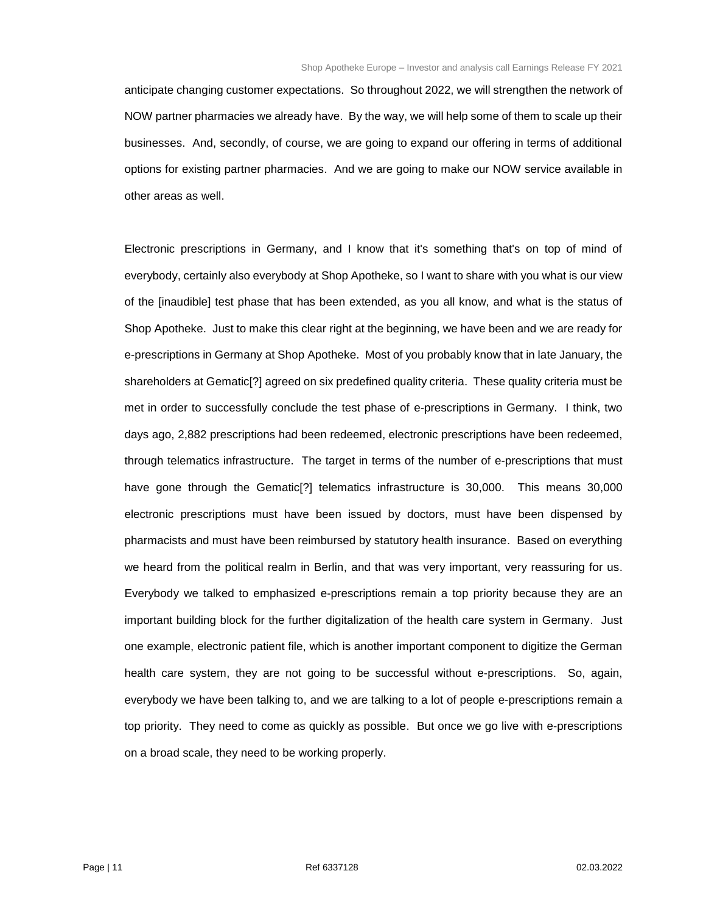anticipate changing customer expectations. So throughout 2022, we will strengthen the network of NOW partner pharmacies we already have. By the way, we will help some of them to scale up their businesses. And, secondly, of course, we are going to expand our offering in terms of additional options for existing partner pharmacies. And we are going to make our NOW service available in other areas as well.

Electronic prescriptions in Germany, and I know that it's something that's on top of mind of everybody, certainly also everybody at Shop Apotheke, so I want to share with you what is our view of the [inaudible] test phase that has been extended, as you all know, and what is the status of Shop Apotheke. Just to make this clear right at the beginning, we have been and we are ready for e-prescriptions in Germany at Shop Apotheke. Most of you probably know that in late January, the shareholders at Gematic[?] agreed on six predefined quality criteria. These quality criteria must be met in order to successfully conclude the test phase of e-prescriptions in Germany. I think, two days ago, 2,882 prescriptions had been redeemed, electronic prescriptions have been redeemed, through telematics infrastructure. The target in terms of the number of e-prescriptions that must have gone through the Gematic[?] telematics infrastructure is 30,000. This means 30,000 electronic prescriptions must have been issued by doctors, must have been dispensed by pharmacists and must have been reimbursed by statutory health insurance. Based on everything we heard from the political realm in Berlin, and that was very important, very reassuring for us. Everybody we talked to emphasized e-prescriptions remain a top priority because they are an important building block for the further digitalization of the health care system in Germany. Just one example, electronic patient file, which is another important component to digitize the German health care system, they are not going to be successful without e-prescriptions. So, again, everybody we have been talking to, and we are talking to a lot of people e-prescriptions remain a top priority. They need to come as quickly as possible. But once we go live with e-prescriptions on a broad scale, they need to be working properly.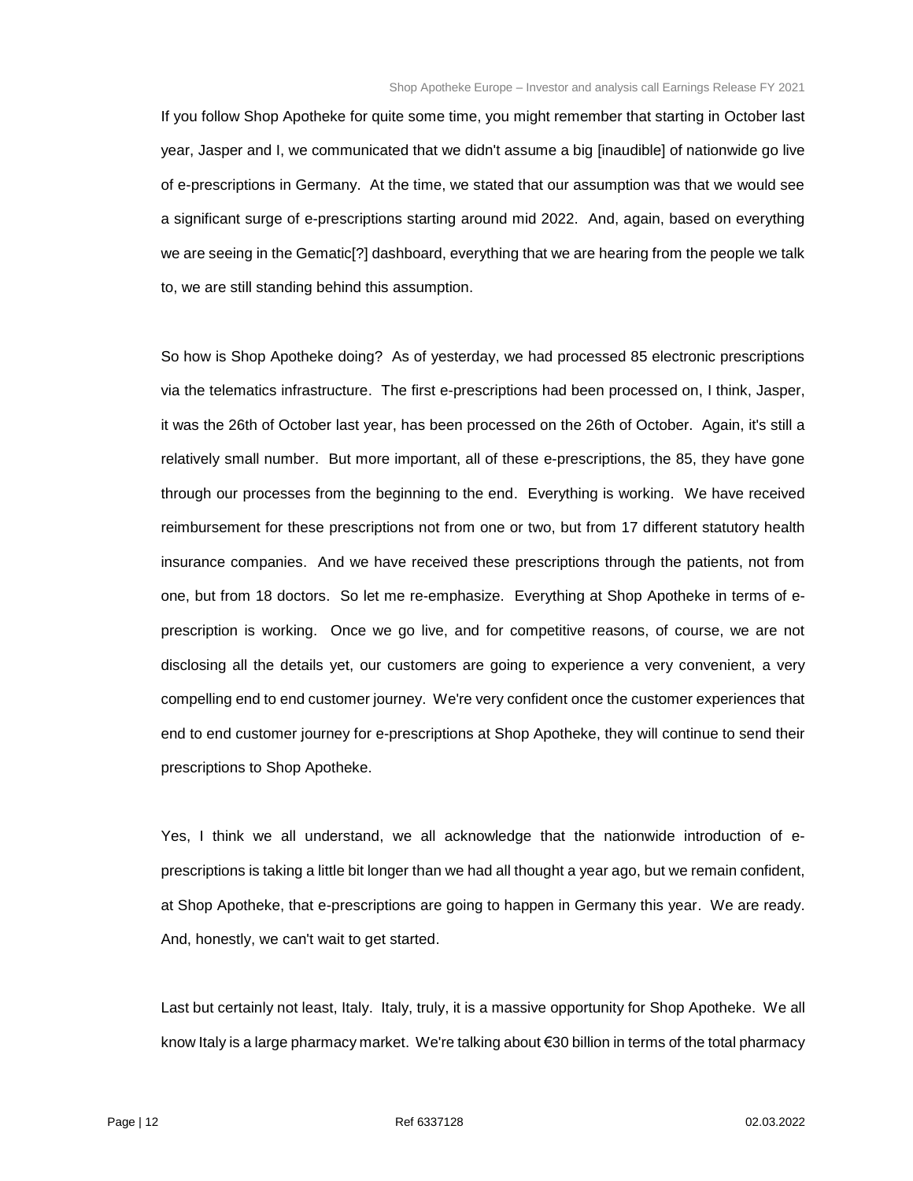If you follow Shop Apotheke for quite some time, you might remember that starting in October last year, Jasper and I, we communicated that we didn't assume a big [inaudible] of nationwide go live of e-prescriptions in Germany. At the time, we stated that our assumption was that we would see a significant surge of e-prescriptions starting around mid 2022. And, again, based on everything we are seeing in the Gematic[?] dashboard, everything that we are hearing from the people we talk to, we are still standing behind this assumption.

So how is Shop Apotheke doing? As of yesterday, we had processed 85 electronic prescriptions via the telematics infrastructure. The first e-prescriptions had been processed on, I think, Jasper, it was the 26th of October last year, has been processed on the 26th of October. Again, it's still a relatively small number. But more important, all of these e-prescriptions, the 85, they have gone through our processes from the beginning to the end. Everything is working. We have received reimbursement for these prescriptions not from one or two, but from 17 different statutory health insurance companies. And we have received these prescriptions through the patients, not from one, but from 18 doctors. So let me re-emphasize. Everything at Shop Apotheke in terms of e-prescription is working. Once we go live, and for competitive reasons, of course, we are not disclosing all the details yet, our customers are going to experience a very convenient, a very compelling end to end customer journey. We're very confident once the customer experiences that end to end customer journey for e-prescriptions at Shop Apotheke, they will continue to send their prescriptions to Shop Apotheke.

Yes, I think we all understand, we all acknowledge that the nationwide introduction of e-prescriptions is taking a little bit longer than we had all thought a year ago, but we remain confident, at Shop Apotheke, that e-prescriptions are going to happen in Germany this year. We are ready. And, honestly, we can't wait to get started.

Last but certainly not least, Italy. Italy, truly, it is a massive opportunity for Shop Apotheke. We all know Italy is a large pharmacy market. We're talking about €30 billion in terms of the total pharmacy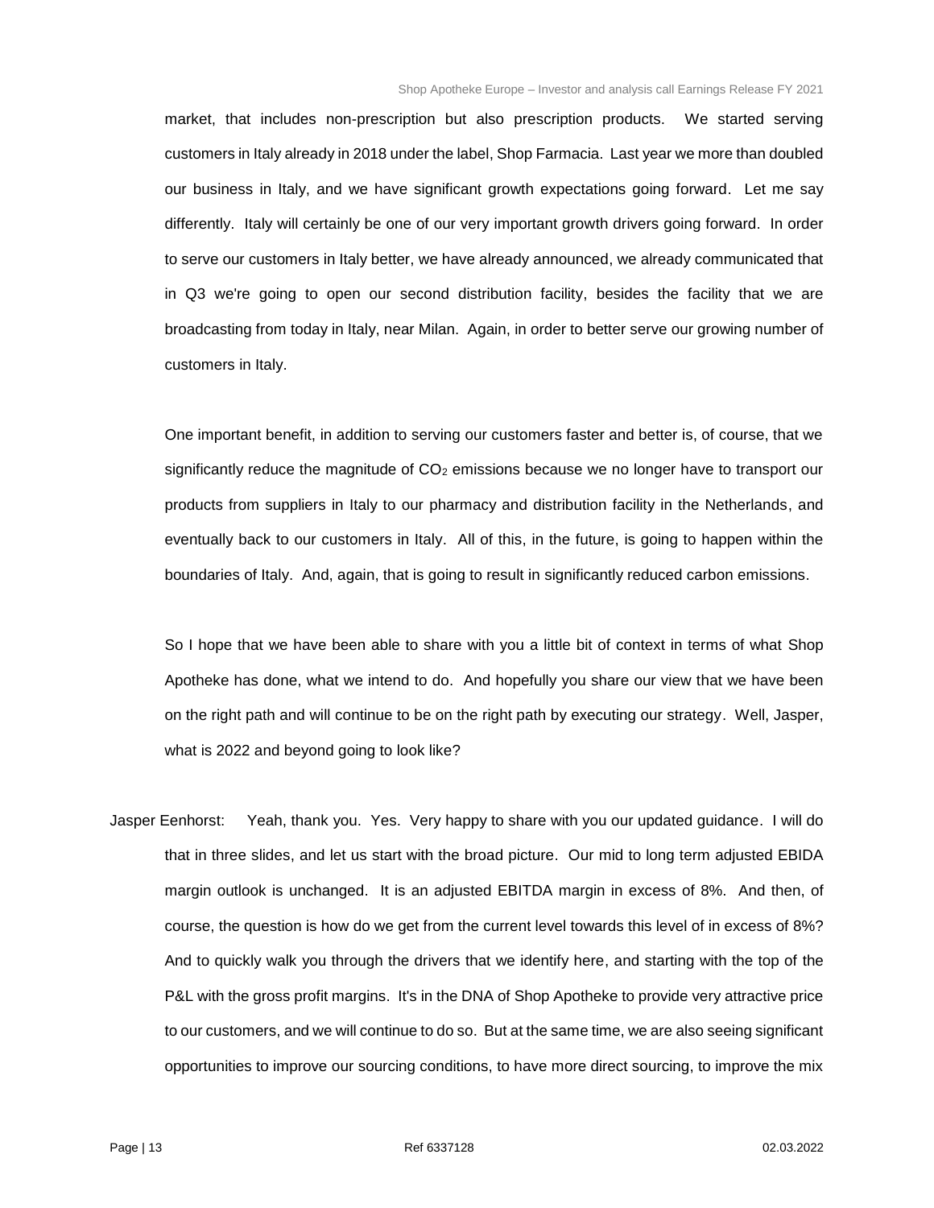market, that includes non-prescription but also prescription products. We started serving customers in Italy already in 2018 under the label, Shop Farmacia. Last year we more than doubled our business in Italy, and we have significant growth expectations going forward. Let me say differently. Italy will certainly be one of our very important growth drivers going forward. In order to serve our customers in Italy better, we have already announced, we already communicated that in Q3 we're going to open our second distribution facility, besides the facility that we are broadcasting from today in Italy, near Milan. Again, in order to better serve our growing number of customers in Italy.

One important benefit, in addition to serving our customers faster and better is, of course, that we significantly reduce the magnitude of $CO_2$ emissions because we no longer have to transport our products from suppliers in Italy to our pharmacy and distribution facility in the Netherlands, and eventually back to our customers in Italy. All of this, in the future, is going to happen within the boundaries of Italy. And, again, that is going to result in significantly reduced carbon emissions.

So I hope that we have been able to share with you a little bit of context in terms of what Shop Apotheke has done, what we intend to do. And hopefully you share our view that we have been on the right path and will continue to be on the right path by executing our strategy. Well, Jasper, what is 2022 and beyond going to look like?

Jasper Eenhorst: Yeah, thank you. Yes. Very happy to share with you our updated guidance. I will do that in three slides, and let us start with the broad picture. Our mid to long term adjusted EBIDA margin outlook is unchanged. It is an adjusted EBITDA margin in excess of 8%. And then, of course, the question is how do we get from the current level towards this level of in excess of 8%? And to quickly walk you through the drivers that we identify here, and starting with the top of the P&L with the gross profit margins. It's in the DNA of Shop Apotheke to provide very attractive price to our customers, and we will continue to do so. But at the same time, we are also seeing significant opportunities to improve our sourcing conditions, to have more direct sourcing, to improve the mix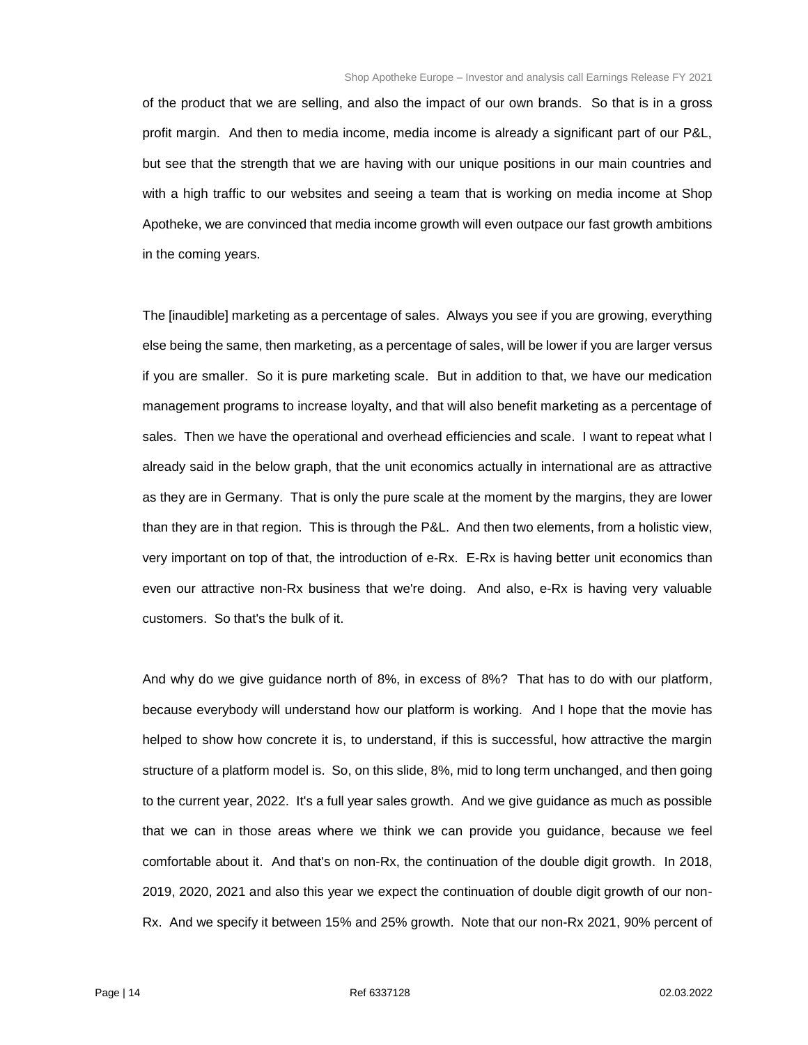of the product that we are selling, and also the impact of our own brands. So that is in a gross profit margin. And then to media income, media income is already a significant part of our P&L, but see that the strength that we are having with our unique positions in our main countries and with a high traffic to our websites and seeing a team that is working on media income at Shop Apotheke, we are convinced that media income growth will even outpace our fast growth ambitions in the coming years.

The [inaudible] marketing as a percentage of sales. Always you see if you are growing, everything else being the same, then marketing, as a percentage of sales, will be lower if you are larger versus if you are smaller. So it is pure marketing scale. But in addition to that, we have our medication management programs to increase loyalty, and that will also benefit marketing as a percentage of sales. Then we have the operational and overhead efficiencies and scale. I want to repeat what I already said in the below graph, that the unit economics actually in international are as attractive as they are in Germany. That is only the pure scale at the moment by the margins, they are lower than they are in that region. This is through the P&L. And then two elements, from a holistic view, very important on top of that, the introduction of e-Rx. E-Rx is having better unit economics than even our attractive non-Rx business that we're doing. And also, e-Rx is having very valuable customers. So that's the bulk of it.

And why do we give guidance north of 8%, in excess of 8%? That has to do with our platform, because everybody will understand how our platform is working. And I hope that the movie has helped to show how concrete it is, to understand, if this is successful, how attractive the margin structure of a platform model is. So, on this slide, 8%, mid to long term unchanged, and then going to the current year, 2022. It's a full year sales growth. And we give guidance as much as possible that we can in those areas where we think we can provide you guidance, because we feel comfortable about it. And that's on non-Rx, the continuation of the double digit growth. In 2018, 2019, 2020, 2021 and also this year we expect the continuation of double digit growth of our non-Rx. And we specify it between 15% and 25% growth. Note that our non-Rx 2021, 90% percent of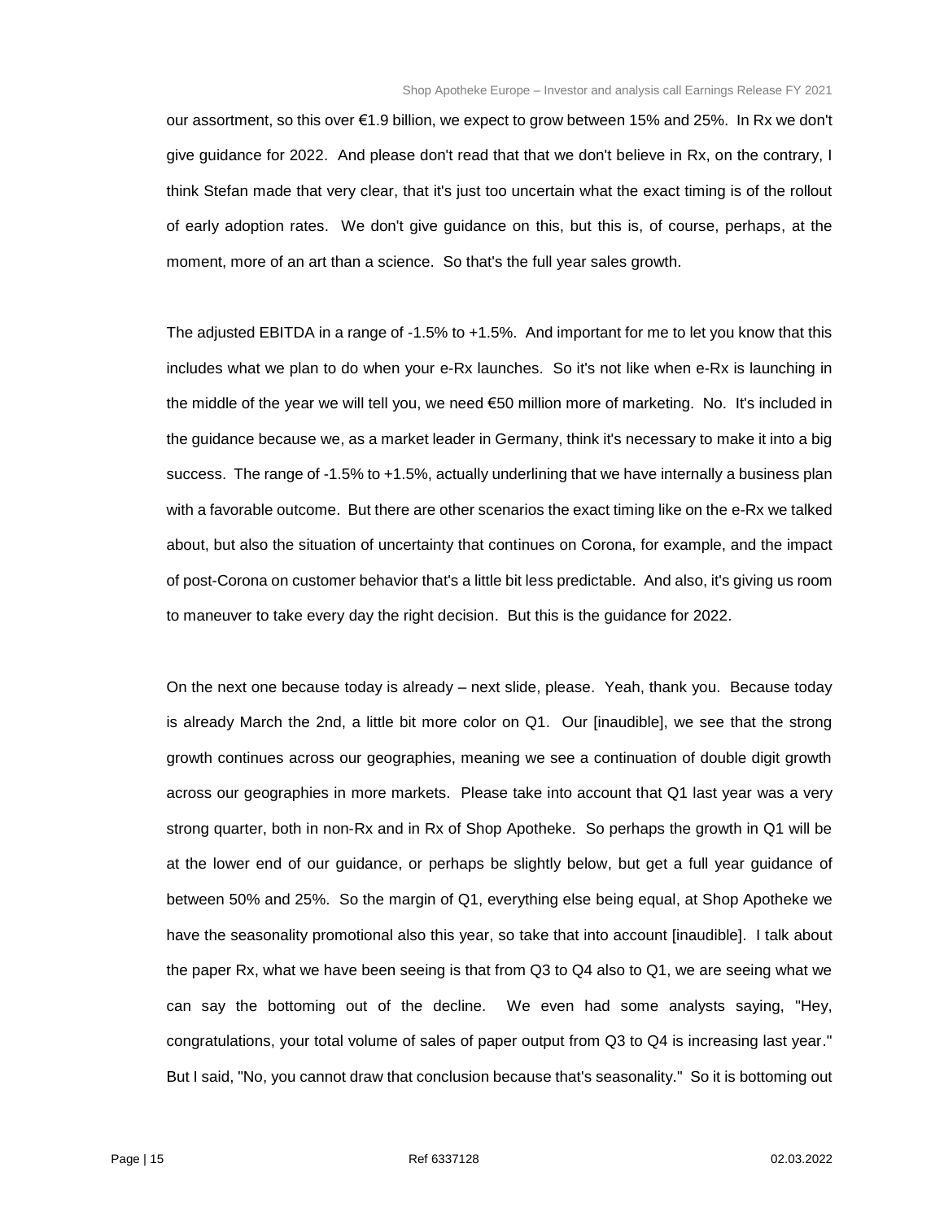our assortment, so this over €1.9 billion, we expect to grow between 15% and 25%. In Rx we don't give guidance for 2022. And please don't read that that we don't believe in Rx, on the contrary, I think Stefan made that very clear, that it's just too uncertain what the exact timing is of the rollout of early adoption rates. We don't give guidance on this, but this is, of course, perhaps, at the moment, more of an art than a science. So that's the full year sales growth.

The adjusted EBITDA in a range of -1.5% to +1.5%. And important for me to let you know that this includes what we plan to do when your e-Rx launches. So it's not like when e-Rx is launching in the middle of the year we will tell you, we need €50 million more of marketing. No. It's included in the guidance because we, as a market leader in Germany, think it's necessary to make it into a big success. The range of -1.5% to +1.5%, actually underlining that we have internally a business plan with a favorable outcome. But there are other scenarios the exact timing like on the e-Rx we talked about, but also the situation of uncertainty that continues on Corona, for example, and the impact of post-Corona on customer behavior that's a little bit less predictable. And also, it's giving us room to maneuver to take every day the right decision. But this is the guidance for 2022.

On the next one because today is already – next slide, please. Yeah, thank you. Because today is already March the 2nd, a little bit more color on Q1. Our [inaudible], we see that the strong growth continues across our geographies, meaning we see a continuation of double digit growth across our geographies in more markets. Please take into account that Q1 last year was a very strong quarter, both in non-Rx and in Rx of Shop Apotheke. So perhaps the growth in Q1 will be at the lower end of our guidance, or perhaps be slightly below, but get a full year guidance of between 50% and 25%. So the margin of Q1, everything else being equal, at Shop Apotheke we have the seasonality promotional also this year, so take that into account [inaudible]. I talk about the paper Rx, what we have been seeing is that from Q3 to Q4 also to Q1, we are seeing what we can say the bottoming out of the decline. We even had some analysts saying, "Hey, congratulations, your total volume of sales of paper output from Q3 to Q4 is increasing last year." But I said, "No, you cannot draw that conclusion because that's seasonality." So it is bottoming out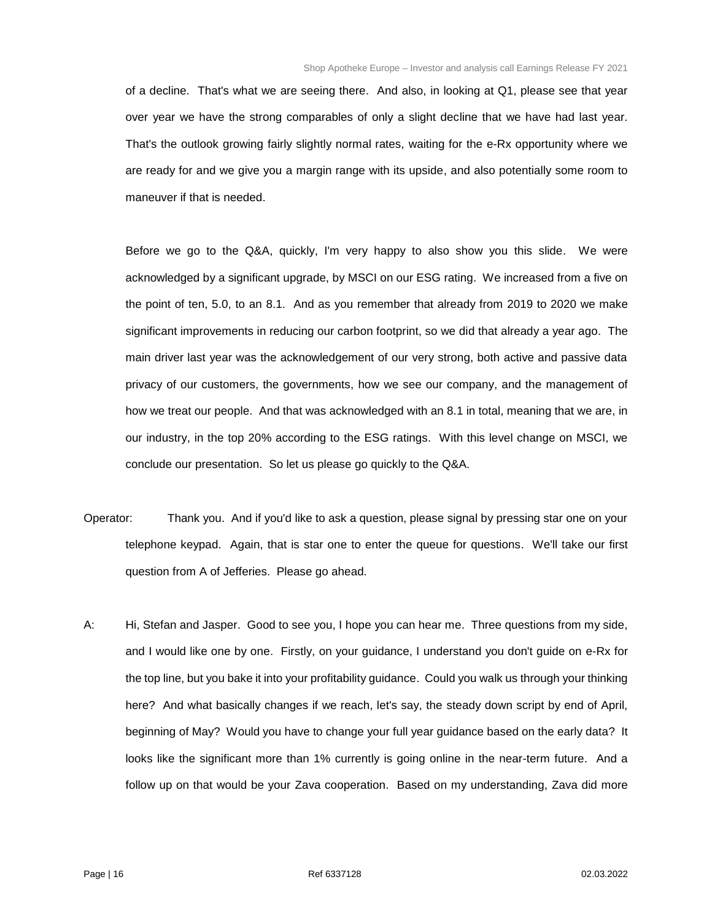of a decline. That's what we are seeing there. And also, in looking at Q1, please see that year over year we have the strong comparables of only a slight decline that we have had last year. That's the outlook growing fairly slightly normal rates, waiting for the e-Rx opportunity where we are ready for and we give you a margin range with its upside, and also potentially some room to maneuver if that is needed.

Before we go to the Q&A, quickly, I'm very happy to also show you this slide. We were acknowledged by a significant upgrade, by MSCI on our ESG rating. We increased from a five on the point of ten, 5.0, to an 8.1. And as you remember that already from 2019 to 2020 we make significant improvements in reducing our carbon footprint, so we did that already a year ago. The main driver last year was the acknowledgement of our very strong, both active and passive data privacy of our customers, the governments, how we see our company, and the management of how we treat our people. And that was acknowledged with an 8.1 in total, meaning that we are, in our industry, in the top 20% according to the ESG ratings. With this level change on MSCI, we conclude our presentation. So let us please go quickly to the Q&A.

Operator: Thank you. And if you'd like to ask a question, please signal by pressing star one on your telephone keypad. Again, that is star one to enter the queue for questions. We'll take our first question from A of Jefferies. Please go ahead.

A: Hi, Stefan and Jasper. Good to see you, I hope you can hear me. Three questions from my side, and I would like one by one. Firstly, on your guidance, I understand you don't guide on e-Rx for the top line, but you bake it into your profitability guidance. Could you walk us through your thinking here? And what basically changes if we reach, let's say, the steady down script by end of April, beginning of May? Would you have to change your full year guidance based on the early data? It looks like the significant more than 1% currently is going online in the near-term future. And a follow up on that would be your Zava cooperation. Based on my understanding, Zava did more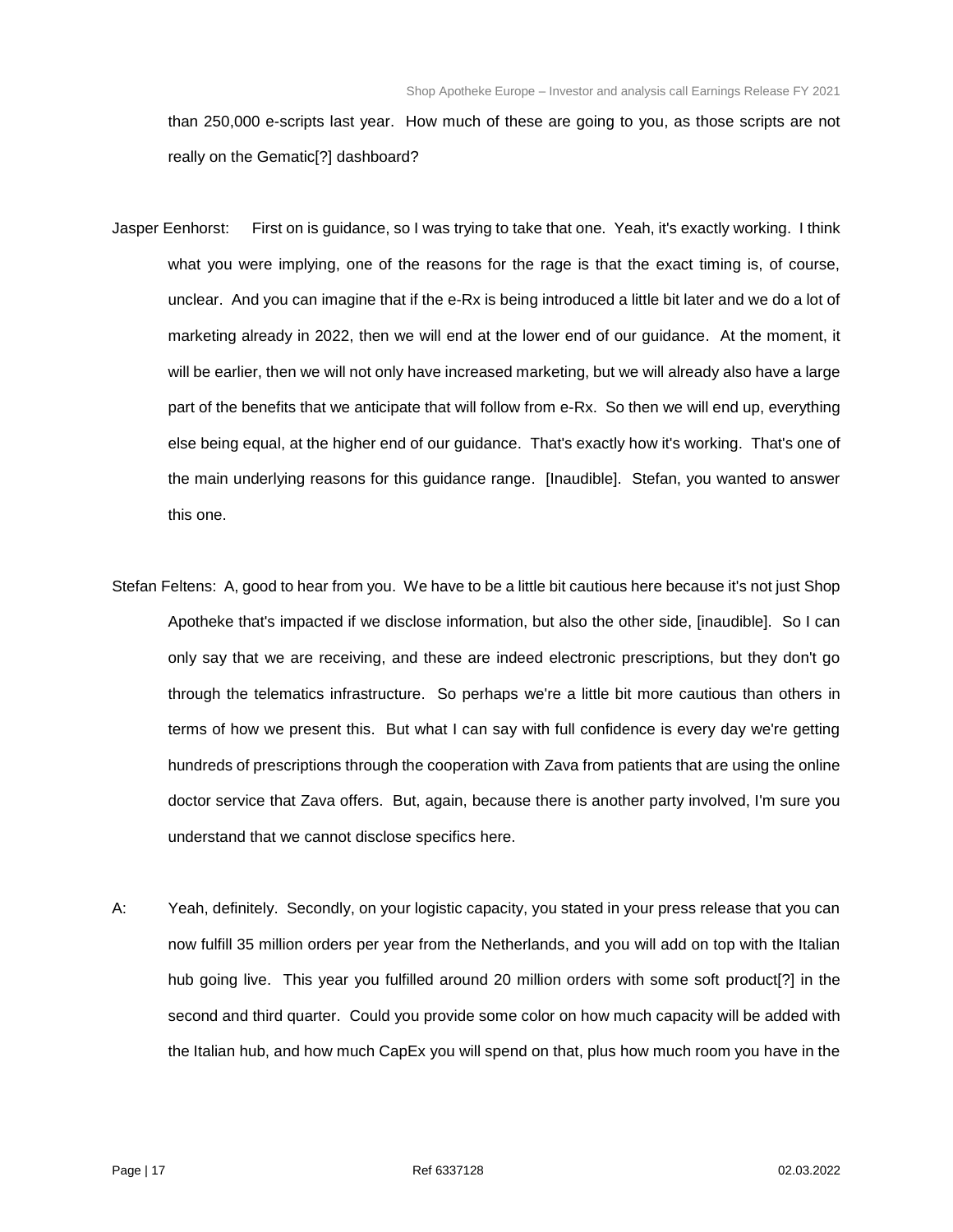than 250,000 e-scripts last year. How much of these are going to you, as those scripts are not really on the Gematic[?] dashboard?

Jasper Eenhorst: First on is guidance, so I was trying to take that one. Yeah, it's exactly working. I think what you were implying, one of the reasons for the rage is that the exact timing is, of course, unclear. And you can imagine that if the e-Rx is being introduced a little bit later and we do a lot of marketing already in 2022, then we will end at the lower end of our guidance. At the moment, it will be earlier, then we will not only have increased marketing, but we will already also have a large part of the benefits that we anticipate that will follow from e-Rx. So then we will end up, everything else being equal, at the higher end of our guidance. That's exactly how it's working. That's one of the main underlying reasons for this guidance range. [Inaudible]. Stefan, you wanted to answer this one.

Stefan Feltens: A, good to hear from you. We have to be a little bit cautious here because it's not just Shop Apotheke that's impacted if we disclose information, but also the other side, [inaudible]. So I can only say that we are receiving, and these are indeed electronic prescriptions, but they don't go through the telematics infrastructure. So perhaps we're a little bit more cautious than others in terms of how we present this. But what I can say with full confidence is every day we're getting hundreds of prescriptions through the cooperation with Zava from patients that are using the online doctor service that Zava offers. But, again, because there is another party involved, I'm sure you understand that we cannot disclose specifics here.

A: Yeah, definitely. Secondly, on your logistic capacity, you stated in your press release that you can now fulfill 35 million orders per year from the Netherlands, and you will add on top with the Italian hub going live. This year you fulfilled around 20 million orders with some soft product[?] in the second and third quarter. Could you provide some color on how much capacity will be added with the Italian hub, and how much CapEx you will spend on that, plus how much room you have in the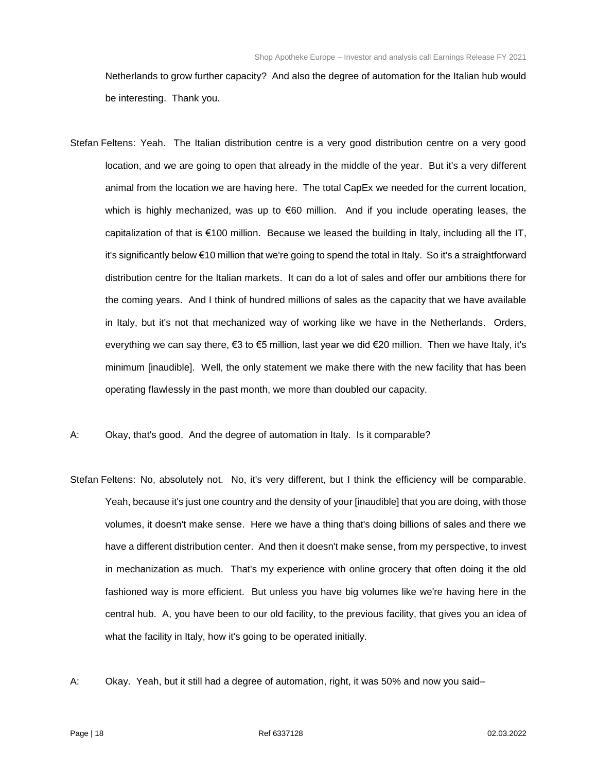Netherlands to grow further capacity? And also the degree of automation for the Italian hub would be interesting. Thank you.

Stefan Feltens: Yeah. The Italian distribution centre is a very good distribution centre on a very good location, and we are going to open that already in the middle of the year. But it's a very different animal from the location we are having here. The total CapEx we needed for the current location, which is highly mechanized, was up to €60 million. And if you include operating leases, the capitalization of that is €100 million. Because we leased the building in Italy, including all the IT, it's significantly below €10 million that we're going to spend the total in Italy. So it's a straightforward distribution centre for the Italian markets. It can do a lot of sales and offer our ambitions there for the coming years. And I think of hundred millions of sales as the capacity that we have available in Italy, but it's not that mechanized way of working like we have in the Netherlands. Orders, everything we can say there, €3 to €5 million, last year we did €20 million. Then we have Italy, it's minimum [inaudible]. Well, the only statement we make there with the new facility that has been operating flawlessly in the past month, we more than doubled our capacity.

A: Okay, that's good. And the degree of automation in Italy. Is it comparable?

Stefan Feltens: No, absolutely not. No, it's very different, but I think the efficiency will be comparable. Yeah, because it's just one country and the density of your [inaudible] that you are doing, with those volumes, it doesn't make sense. Here we have a thing that's doing billions of sales and there we have a different distribution center. And then it doesn't make sense, from my perspective, to invest in mechanization as much. That's my experience with online grocery that often doing it the old fashioned way is more efficient. But unless you have big volumes like we're having here in the central hub. A, you have been to our old facility, to the previous facility, that gives you an idea of what the facility in Italy, how it's going to be operated initially.

A: Okay. Yeah, but it still had a degree of automation, right, it was 50% and now you said–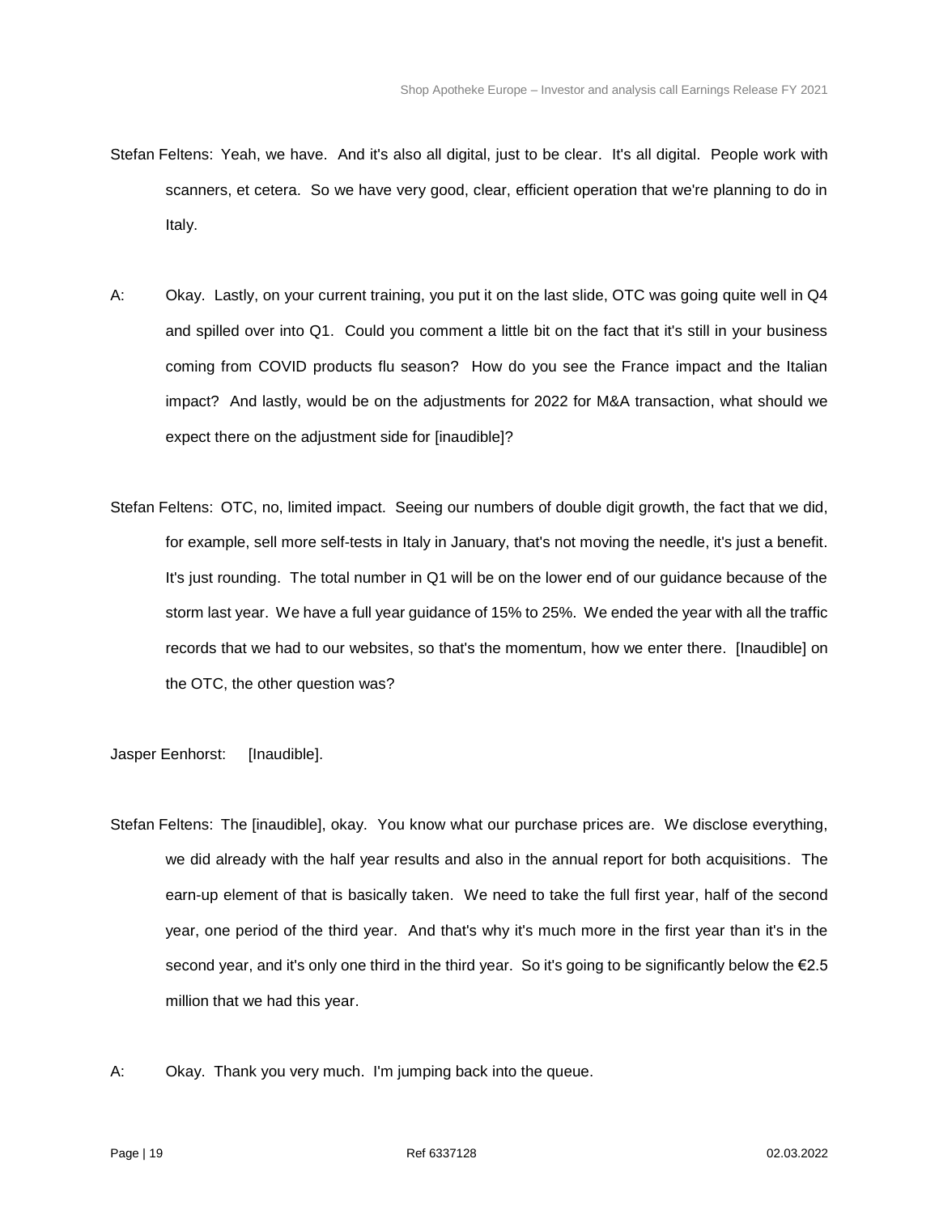Stefan Feltens: Yeah, we have. And it's also all digital, just to be clear. It's all digital. People work with scanners, et cetera. So we have very good, clear, efficient operation that we're planning to do in Italy.

A: Okay. Lastly, on your current training, you put it on the last slide, OTC was going quite well in Q4 and spilled over into Q1. Could you comment a little bit on the fact that it's still in your business coming from COVID products flu season? How do you see the France impact and the Italian impact? And lastly, would be on the adjustments for 2022 for M&A transaction, what should we expect there on the adjustment side for [inaudible]?

Stefan Feltens: OTC, no, limited impact. Seeing our numbers of double digit growth, the fact that we did, for example, sell more self-tests in Italy in January, that's not moving the needle, it's just a benefit. It's just rounding. The total number in Q1 will be on the lower end of our guidance because of the storm last year. We have a full year guidance of 15% to 25%. We ended the year with all the traffic records that we had to our websites, so that's the momentum, how we enter there. [Inaudible] on the OTC, the other question was?

Jasper Eenhorst: [Inaudible].

Stefan Feltens: The [inaudible], okay. You know what our purchase prices are. We disclose everything, we did already with the half year results and also in the annual report for both acquisitions. The earn-up element of that is basically taken. We need to take the full first year, half of the second year, one period of the third year. And that's why it's much more in the first year than it's in the second year, and it's only one third in the third year. So it's going to be significantly below the €2.5 million that we had this year.

A: Okay. Thank you very much. I'm jumping back into the queue.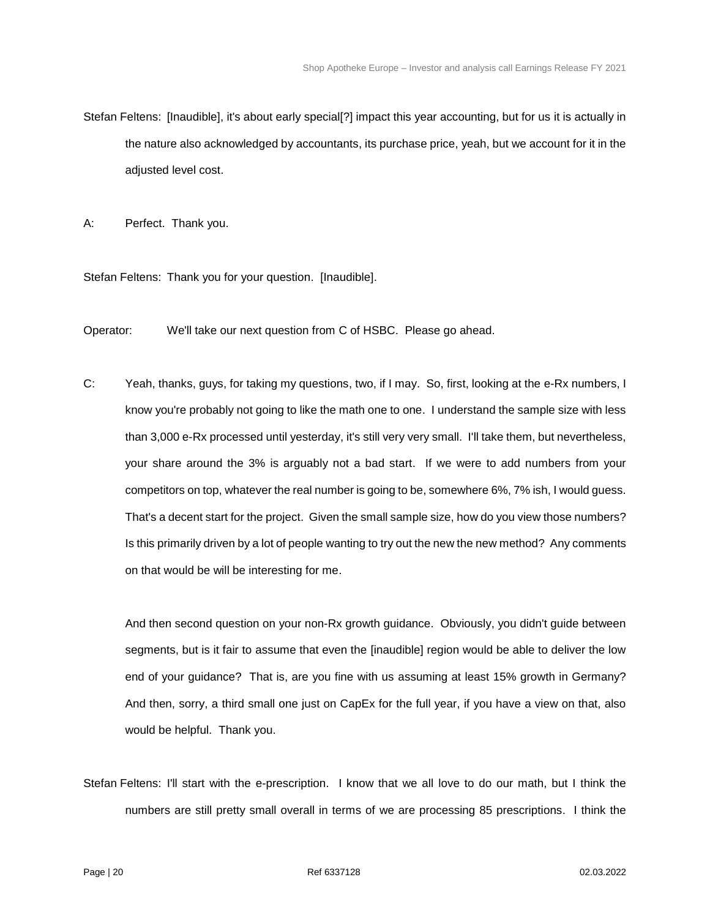Stefan Feltens: [Inaudible], it's about early special[?] impact this year accounting, but for us it is actually in the nature also acknowledged by accountants, its purchase price, yeah, but we account for it in the adjusted level cost.

A: Perfect. Thank you.

Stefan Feltens: Thank you for your question. [Inaudible].

Operator: We'll take our next question from C of HSBC. Please go ahead.

C: Yeah, thanks, guys, for taking my questions, two, if I may. So, first, looking at the e-Rx numbers, I know you're probably not going to like the math one to one. I understand the sample size with less than 3,000 e-Rx processed until yesterday, it's still very very small. I'll take them, but nevertheless, your share around the 3% is arguably not a bad start. If we were to add numbers from your competitors on top, whatever the real number is going to be, somewhere 6%, 7% ish, I would guess. That's a decent start for the project. Given the small sample size, how do you view those numbers? Is this primarily driven by a lot of people wanting to try out the new the new method? Any comments on that would be will be interesting for me.

And then second question on your non-Rx growth guidance. Obviously, you didn't guide between segments, but is it fair to assume that even the [inaudible] region would be able to deliver the low end of your guidance? That is, are you fine with us assuming at least 15% growth in Germany? And then, sorry, a third small one just on CapEx for the full year, if you have a view on that, also would be helpful. Thank you.

Stefan Feltens: I'll start with the e-prescription. I know that we all love to do our math, but I think the numbers are still pretty small overall in terms of we are processing 85 prescriptions. I think the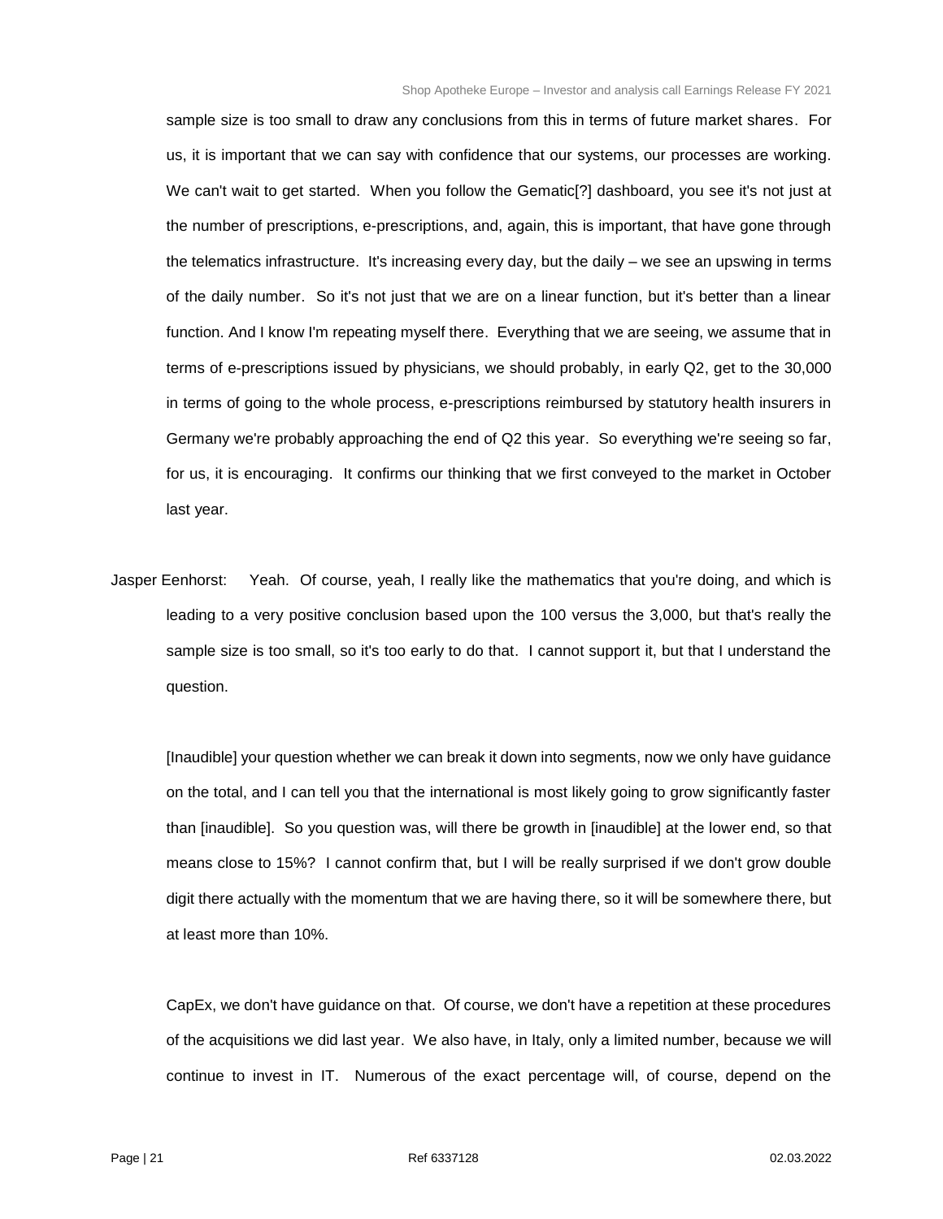sample size is too small to draw any conclusions from this in terms of future market shares. For us, it is important that we can say with confidence that our systems, our processes are working. We can't wait to get started. When you follow the Gematic[?] dashboard, you see it's not just at the number of prescriptions, e-prescriptions, and, again, this is important, that have gone through the telematics infrastructure. It's increasing every day, but the daily – we see an upswing in terms of the daily number. So it's not just that we are on a linear function, but it's better than a linear function. And I know I'm repeating myself there. Everything that we are seeing, we assume that in terms of e-prescriptions issued by physicians, we should probably, in early Q2, get to the 30,000 in terms of going to the whole process, e-prescriptions reimbursed by statutory health insurers in Germany we're probably approaching the end of Q2 this year. So everything we're seeing so far, for us, it is encouraging. It confirms our thinking that we first conveyed to the market in October last year.

Jasper Eenhorst: Yeah. Of course, yeah, I really like the mathematics that you're doing, and which is leading to a very positive conclusion based upon the 100 versus the 3,000, but that's really the sample size is too small, so it's too early to do that. I cannot support it, but that I understand the question.

[Inaudible] your question whether we can break it down into segments, now we only have guidance on the total, and I can tell you that the international is most likely going to grow significantly faster than [inaudible]. So you question was, will there be growth in [inaudible] at the lower end, so that means close to 15%? I cannot confirm that, but I will be really surprised if we don't grow double digit there actually with the momentum that we are having there, so it will be somewhere there, but at least more than 10%.

CapEx, we don't have guidance on that. Of course, we don't have a repetition at these procedures of the acquisitions we did last year. We also have, in Italy, only a limited number, because we will continue to invest in IT. Numerous of the exact percentage will, of course, depend on the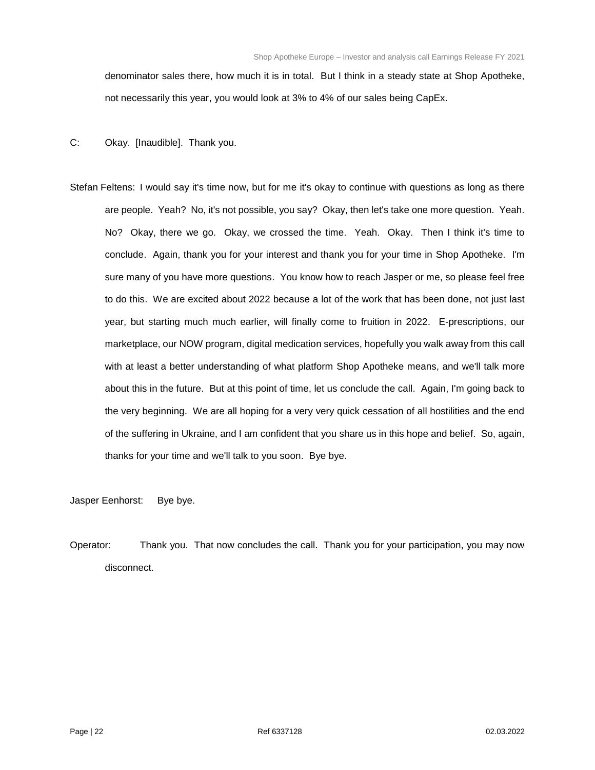denominator sales there, how much it is in total. But I think in a steady state at Shop Apotheke, not necessarily this year, you would look at 3% to 4% of our sales being CapEx.

C: Okay. [Inaudible]. Thank you.

Stefan Feltens: I would say it's time now, but for me it's okay to continue with questions as long as there are people. Yeah? No, it's not possible, you say? Okay, then let's take one more question. Yeah. No? Okay, there we go. Okay, we crossed the time. Yeah. Okay. Then I think it's time to conclude. Again, thank you for your interest and thank you for your time in Shop Apotheke. I'm sure many of you have more questions. You know how to reach Jasper or me, so please feel free to do this. We are excited about 2022 because a lot of the work that has been done, not just last year, but starting much much earlier, will finally come to fruition in 2022. E-prescriptions, our marketplace, our NOW program, digital medication services, hopefully you walk away from this call with at least a better understanding of what platform Shop Apotheke means, and we'll talk more about this in the future. But at this point of time, let us conclude the call. Again, I'm going back to the very beginning. We are all hoping for a very very quick cessation of all hostilities and the end of the suffering in Ukraine, and I am confident that you share us in this hope and belief. So, again, thanks for your time and we'll talk to you soon. Bye bye.

Jasper Eenhorst: Bye bye.

Operator: Thank you. That now concludes the call. Thank you for your participation, you may now disconnect.